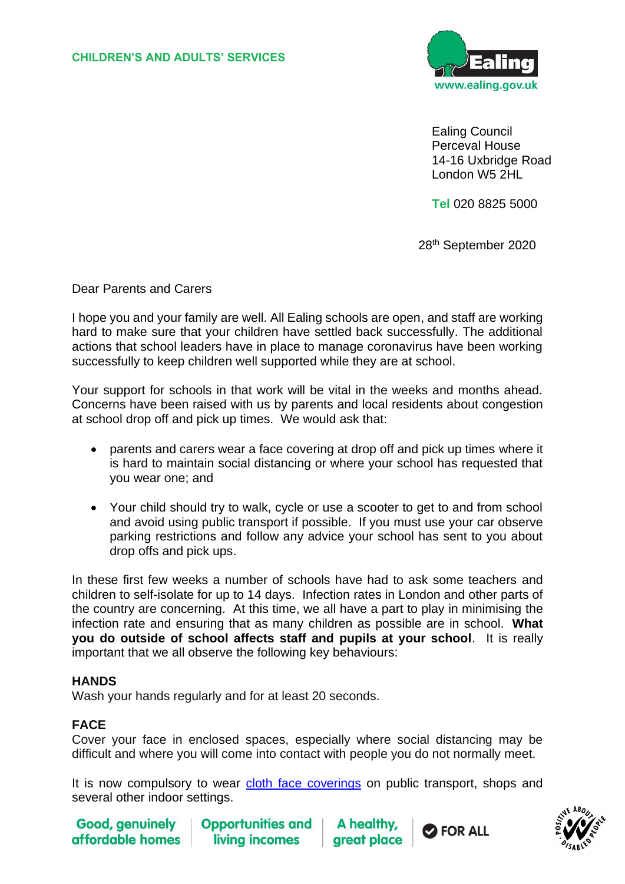**CHILDREN'S AND ADULTS' SERVICES**

Ealing
www.ealing.gov.uk

Ealing Council
Perceval House
14-16 Uxbridge Road
London W5 2HL

**Tel** 020 8825 5000

28th September 2020

Dear Parents and Carers

I hope you and your family are well. All Ealing schools are open, and staff are working hard to make sure that your children have settled back successfully. The additional actions that school leaders have in place to manage coronavirus have been working successfully to keep children well supported while they are at school.

Your support for schools in that work will be vital in the weeks and months ahead. Concerns have been raised with us by parents and local residents about congestion at school drop off and pick up times. We would ask that:

- parents and carers wear a face covering at drop off and pick up times where it is hard to maintain social distancing or where your school has requested that you wear one; and
- Your child should try to walk, cycle or use a scooter to get to and from school and avoid using public transport if possible. If you must use your car observe parking restrictions and follow any advice your school has sent to you about drop offs and pick ups.

In these first few weeks a number of schools have had to ask some teachers and children to self-isolate for up to 14 days. Infection rates in London and other parts of the country are concerning. At this time, we all have a part to play in minimising the infection rate and ensuring that as many children as possible are in school. **What you do outside of school affects staff and pupils at your school**. It is really important that we all observe the following key behaviours:

**HANDS**
Wash your hands regularly and for at least 20 seconds.

**FACE**
Cover your face in enclosed spaces, especially where social distancing may be difficult and where you will come into contact with people you do not normally meet.

It is now compulsory to wear cloth face coverings on public transport, shops and several other indoor settings.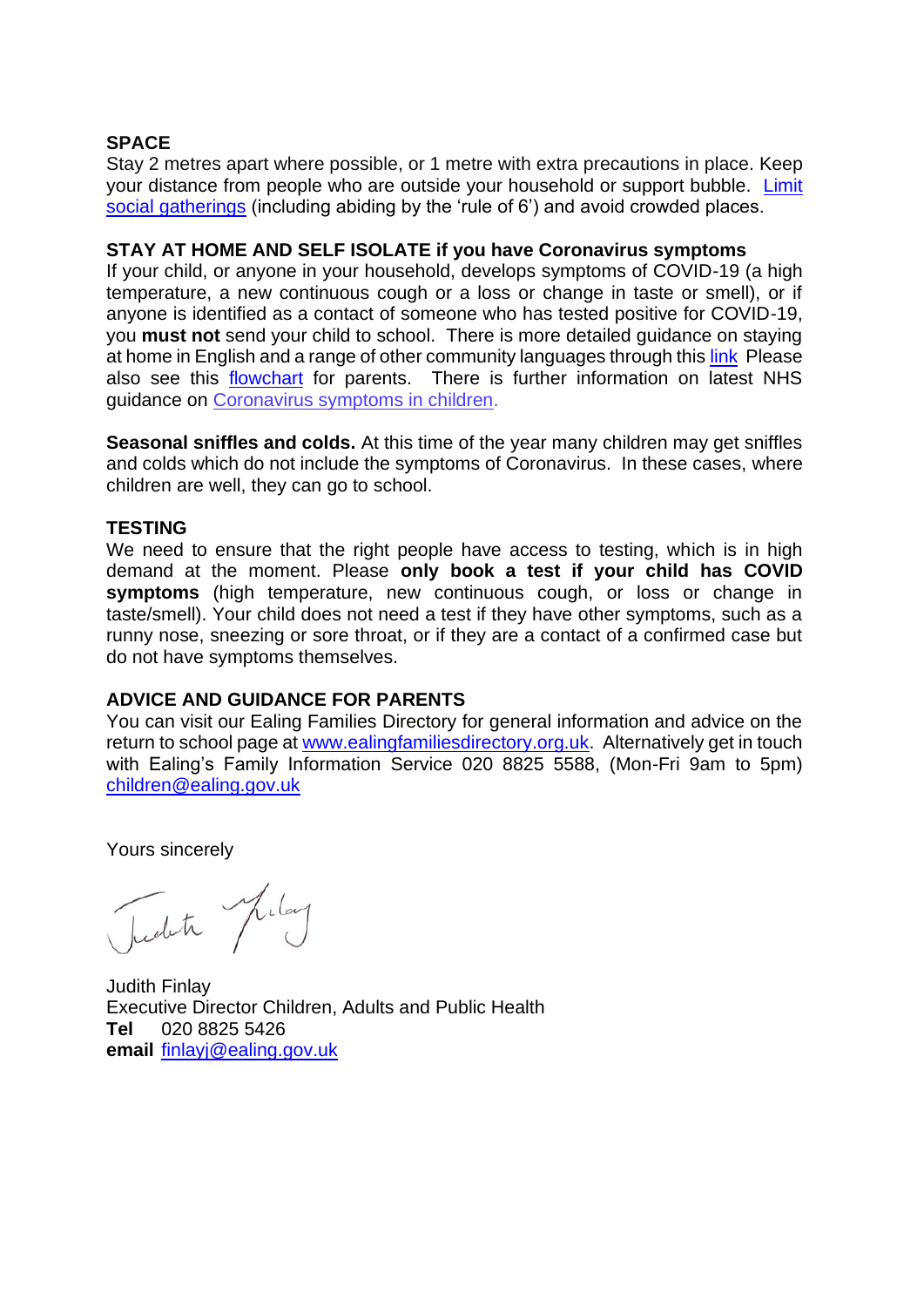**SPACE**

Stay 2 metres apart where possible, or 1 metre with extra precautions in place. Keep your distance from people who are outside your household or support bubble. Limit social gatherings (including abiding by the 'rule of 6') and avoid crowded places.

**STAY AT HOME AND SELF ISOLATE if you have Coronavirus symptoms**

If your child, or anyone in your household, develops symptoms of COVID-19 (a high temperature, a new continuous cough or a loss or change in taste or smell), or if anyone is identified as a contact of someone who has tested positive for COVID-19, you **must not** send your child to school. There is more detailed guidance on staying at home in English and a range of other community languages through this link Please also see this flowchart for parents. There is further information on latest NHS guidance on Coronavirus symptoms in children.

**Seasonal sniffles and colds.** At this time of the year many children may get sniffles and colds which do not include the symptoms of Coronavirus. In these cases, where children are well, they can go to school.

**TESTING**

We need to ensure that the right people have access to testing, which is in high demand at the moment. Please **only book a test if your child has COVID symptoms** (high temperature, new continuous cough, or loss or change in taste/smell). Your child does not need a test if they have other symptoms, such as a runny nose, sneezing or sore throat, or if they are a contact of a confirmed case but do not have symptoms themselves.

**ADVICE AND GUIDANCE FOR PARENTS**

You can visit our Ealing Families Directory for general information and advice on the return to school page at www.ealingfamiliesdirectory.org.uk. Alternatively get in touch with Ealing's Family Information Service 020 8825 5588, (Mon-Fri 9am to 5pm) children@ealing.gov.uk

Yours sincerely

Judith Finlay
Executive Director Children, Adults and Public Health
**Tel** 020 8825 5426
**email** finlayj@ealing.gov.uk